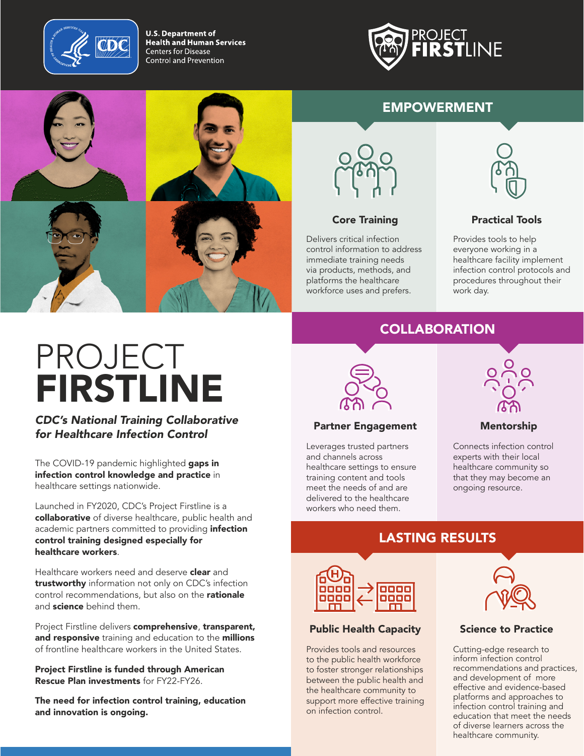U.S. Department of Health and Human Services
Centers for Disease Control and Prevention

PROJECT FIRSTLINE

# PROJECT FIRSTLINE

***CDC's National Training Collaborative for Healthcare Infection Control***

The COVID-19 pandemic highlighted **gaps in infection control knowledge and practice** in healthcare settings nationwide.

Launched in FY2020, CDC's Project Firstline is a **collaborative** of diverse healthcare, public health and academic partners committed to providing **infection control training designed especially for healthcare workers**.

Healthcare workers need and deserve **clear** and **trustworthy** information not only on CDC's infection control recommendations, but also on the **rationale** and **science** behind them.

Project Firstline delivers **comprehensive**, **transparent, and responsive** training and education to the **millions** of frontline healthcare workers in the United States.

**Project Firstline is funded through American Rescue Plan investments** for FY22-FY26.

**The need for infection control training, education and innovation is ongoing.**

## EMPOWERMENT

### Core Training

Delivers critical infection control information to address immediate training needs via products, methods, and platforms the healthcare workforce uses and prefers.

### Practical Tools

Provides tools to help everyone working in a healthcare facility implement infection control protocols and procedures throughout their work day.

## COLLABORATION

### Partner Engagement

Leverages trusted partners and channels across healthcare settings to ensure training content and tools meet the needs of and are delivered to the healthcare workers who need them.

### Mentorship

Connects infection control experts with their local healthcare community so that they may become an ongoing resource.

## LASTING RESULTS

### Public Health Capacity

Provides tools and resources to the public health workforce to foster stronger relationships between the public health and the healthcare community to support more effective training on infection control.

### Science to Practice

Cutting-edge research to inform infection control recommendations and practices, and development of more effective and evidence-based platforms and approaches to infection control training and education that meet the needs of diverse learners across the healthcare community.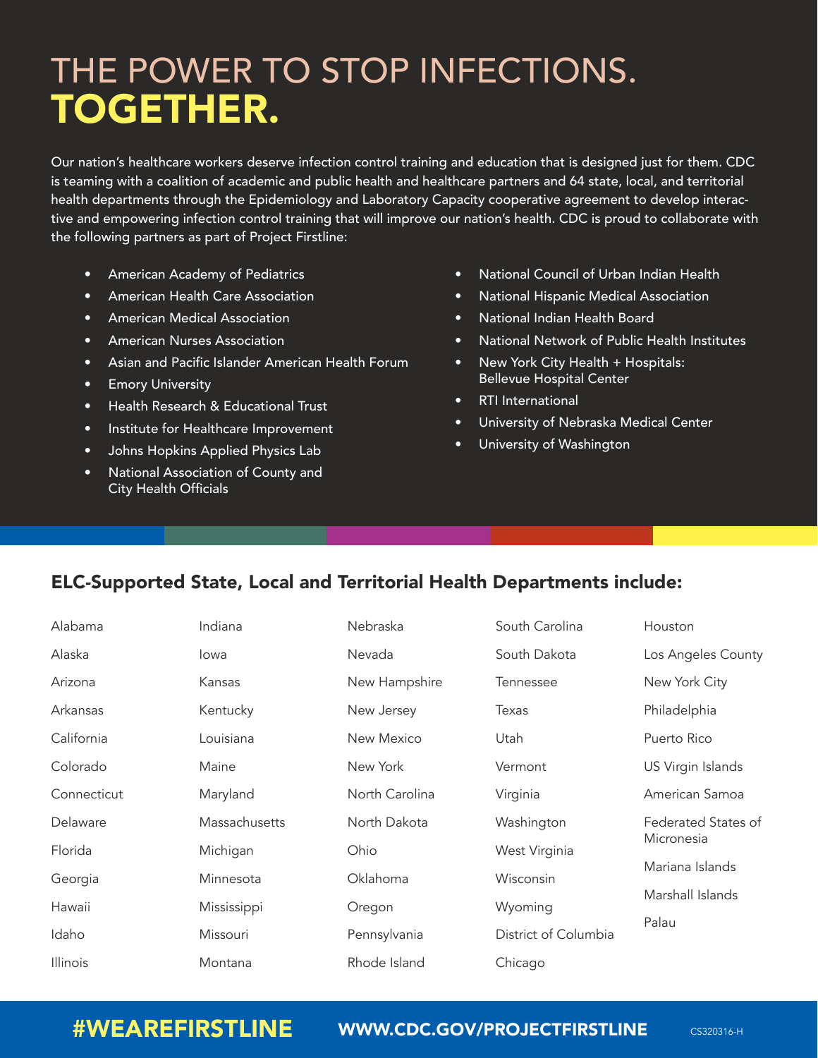# THE POWER TO STOP INFECTIONS. **TOGETHER.**

Our nation's healthcare workers deserve infection control training and education that is designed just for them. CDC is teaming with a coalition of academic and public health and healthcare partners and 64 state, local, and territorial health departments through the Epidemiology and Laboratory Capacity cooperative agreement to develop interactive and empowering infection control training that will improve our nation's health. CDC is proud to collaborate with the following partners as part of Project Firstline:

- American Academy of Pediatrics
- American Health Care Association
- American Medical Association
- American Nurses Association
- Asian and Pacific Islander American Health Forum
- Emory University
- Health Research & Educational Trust
- Institute for Healthcare Improvement
- Johns Hopkins Applied Physics Lab
- National Association of County and City Health Officials
- National Council of Urban Indian Health
- National Hispanic Medical Association
- National Indian Health Board
- National Network of Public Health Institutes
- New York City Health + Hospitals: Bellevue Hospital Center
- RTI International
- University of Nebraska Medical Center
- University of Washington

## ELC-Supported State, Local and Territorial Health Departments include:

Alabama
Alaska
Arizona
Arkansas
California
Colorado
Connecticut
Delaware
Florida
Georgia
Hawaii
Idaho
Illinois
Indiana
Iowa
Kansas
Kentucky
Louisiana
Maine
Maryland
Massachusetts
Michigan
Minnesota
Mississippi
Missouri
Montana
Nebraska
Nevada
New Hampshire
New Jersey
New Mexico
New York
North Carolina
North Dakota
Ohio
Oklahoma
Oregon
Pennsylvania
Rhode Island
South Carolina
South Dakota
Tennessee
Texas
Utah
Vermont
Virginia
Washington
West Virginia
Wisconsin
Wyoming
District of Columbia
Chicago
Houston
Los Angeles County
New York City
Philadelphia
Puerto Rico
US Virgin Islands
American Samoa
Federated States of Micronesia
Mariana Islands
Marshall Islands
Palau

**#WEAREFIRSTLINE** **WWW.CDC.GOV/PROJECTFIRSTLINE**

CS320316-H